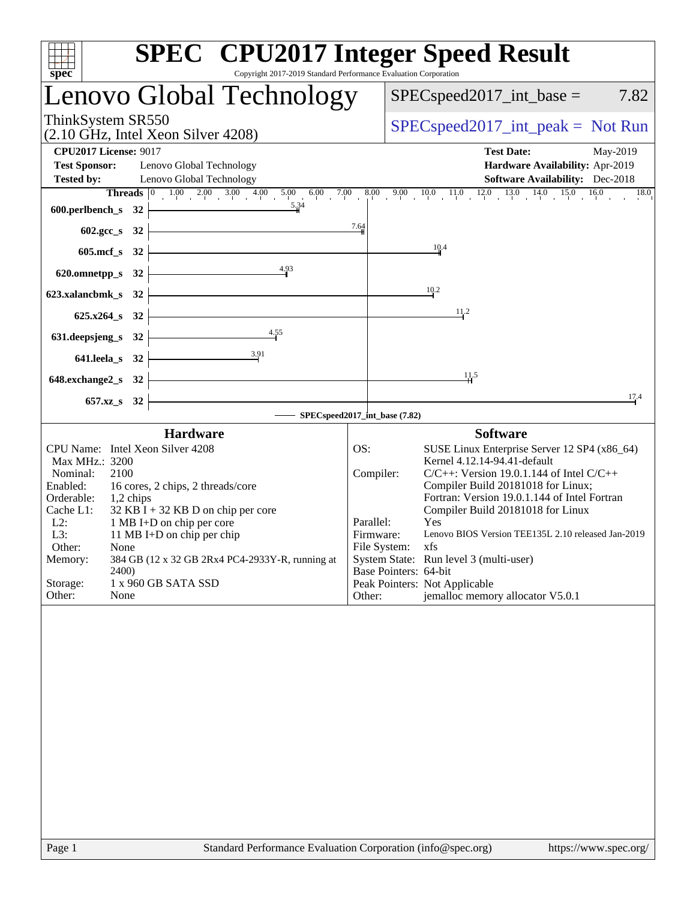# SPEC CPU2017 Integer Speed Result

Copyright 2017-2019 Standard Performance Evaluation Corporation

## Lenovo Global Technology

ThinkSystem SR550
(2.10 GHz, Intel Xeon Silver 4208)

SPECspeed2017_int_base = 7.82

SPECspeed2017_int_peak = Not Run

| | | | |
|---|---|---|---|
| **CPU2017 License:** | 9017 | **Test Date:** | May-2019 |
| **Test Sponsor:** | Lenovo Global Technology | **Hardware Availability:** | Apr-2019 |
| **Tested by:** | Lenovo Global Technology | **Software Availability:** | Dec-2018 |

| Benchmark | Threads | Base |
|---|---|---|
| 600.perlbench_s | 32 | 5.34 |
| 602.gcc_s | 32 | 7.64 |
| 605.mcf_s | 32 | 10.4 |
| 620.omnetpp_s | 32 | 4.93 |
| 623.xalancbmk_s | 32 | 10.2 |
| 625.x264_s | 32 | 11.2 |
| 631.deepsjeng_s | 32 | 4.55 |
| 641.leela_s | 32 | 3.91 |
| 648.exchange2_s | 32 | 11.5 |
| 657.xz_s | 32 | 17.4 |

SPECspeed2017_int_base (7.82)

### Hardware

| | |
|---|---|
| CPU Name: | Intel Xeon Silver 4208 |
| Max MHz.: | 3200 |
| Nominal: | 2100 |
| Enabled: | 16 cores, 2 chips, 2 threads/core |
| Orderable: | 1,2 chips |
| Cache L1: | 32 KB I + 32 KB D on chip per core |
| L2: | 1 MB I+D on chip per core |
| L3: | 11 MB I+D on chip per chip |
| Other: | None |
| Memory: | 384 GB (12 x 32 GB 2Rx4 PC4-2933Y-R, running at 2400) |
| Storage: | 1 x 960 GB SATA SSD |
| Other: | None |

### Software

| | |
|---|---|
| OS: | SUSE Linux Enterprise Server 12 SP4 (x86_64) Kernel 4.12.14-94.41-default |
| Compiler: | C/C++: Version 19.0.1.144 of Intel C/C++ Compiler Build 20181018 for Linux; Fortran: Version 19.0.1.144 of Intel Fortran Compiler Build 20181018 for Linux |
| Parallel: | Yes |
| Firmware: | Lenovo BIOS Version TEE135L 2.10 released Jan-2019 |
| File System: | xfs |
| System State: | Run level 3 (multi-user) |
| Base Pointers: | 64-bit |
| Peak Pointers: | Not Applicable |
| Other: | jemalloc memory allocator V5.0.1 |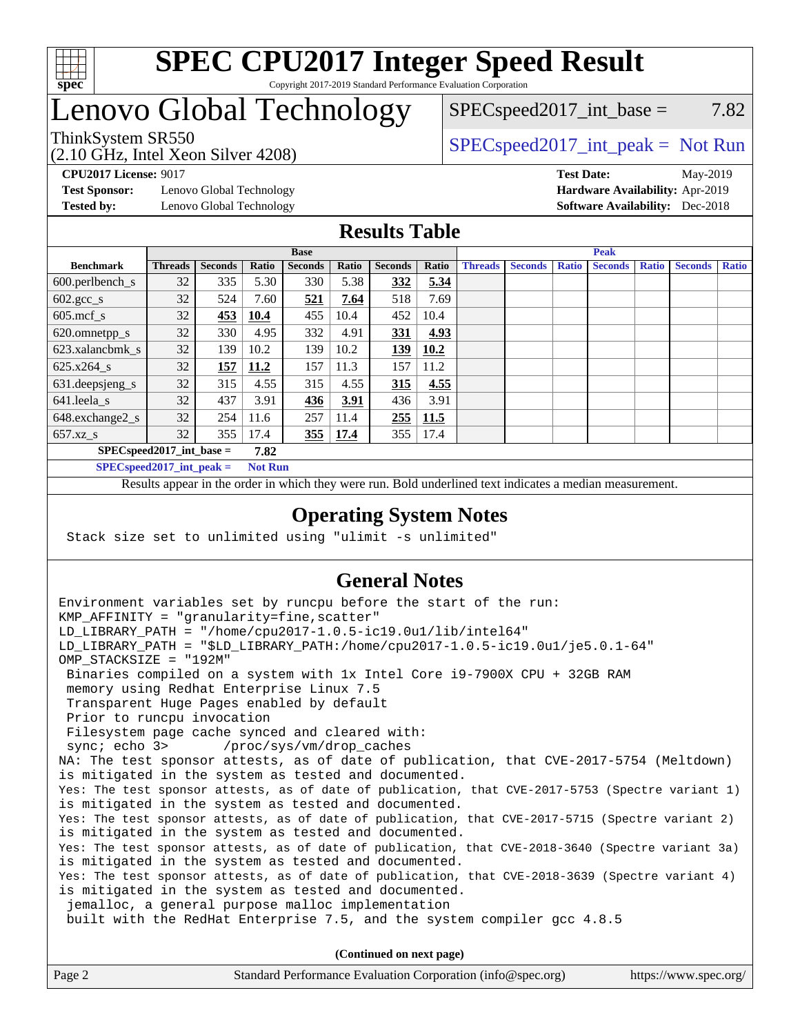# SPEC CPU2017 Integer Speed Result

Copyright 2017-2019 Standard Performance Evaluation Corporation

# Lenovo Global Technology

ThinkSystem SR550
(2.10 GHz, Intel Xeon Silver 4208)

SPECspeed2017_int_base = 7.82

SPECspeed2017_int_peak = Not Run

**CPU2017 License:** 9017
**Test Sponsor:** Lenovo Global Technology
**Tested by:** Lenovo Global Technology

**Test Date:** May-2019
**Hardware Availability:** Apr-2019
**Software Availability:** Dec-2018

## Results Table

| Benchmark | Base | | | | | | | Peak | | | | | | |
|---|---|---|---|---|---|---|---|---|---|---|---|---|---|---|
| | Threads | Seconds | Ratio | Seconds | Ratio | Seconds | Ratio | Threads | Seconds | Ratio | Seconds | Ratio | Seconds | Ratio |
| 600.perlbench_s | 32 | 335 | 5.30 | 330 | 5.38 | **332** | **5.34** | | | | | | | |
| 602.gcc_s | 32 | 524 | 7.60 | **521** | **7.64** | 518 | 7.69 | | | | | | | |
| 605.mcf_s | 32 | **453** | **10.4** | 455 | 10.4 | 452 | 10.4 | | | | | | | |
| 620.omnetpp_s | 32 | 330 | 4.95 | 332 | 4.91 | **331** | **4.93** | | | | | | | |
| 623.xalancbmk_s | 32 | 139 | 10.2 | 139 | 10.2 | **139** | **10.2** | | | | | | | |
| 625.x264_s | 32 | **157** | **11.2** | 157 | 11.3 | 157 | 11.2 | | | | | | | |
| 631.deepsjeng_s | 32 | 315 | 4.55 | 315 | 4.55 | **315** | **4.55** | | | | | | | |
| 641.leela_s | 32 | 437 | 3.91 | **436** | **3.91** | 436 | 3.91 | | | | | | | |
| 648.exchange2_s | 32 | 254 | 11.6 | 257 | 11.4 | **255** | **11.5** | | | | | | | |
| 657.xz_s | 32 | 355 | 17.4 | **355** | **17.4** | 355 | 17.4 | | | | | | | |

**SPECspeed2017_int_base = 7.82**

**SPECspeed2017_int_peak = Not Run**

Results appear in the order in which they were run. Bold underlined text indicates a median measurement.

## Operating System Notes

```
Stack size set to unlimited using "ulimit -s unlimited"
```

## General Notes

```
Environment variables set by runcpu before the start of the run:
KMP_AFFINITY = "granularity=fine,scatter"
LD_LIBRARY_PATH = "/home/cpu2017-1.0.5-ic19.0u1/lib/intel64"
LD_LIBRARY_PATH = "$LD_LIBRARY_PATH:/home/cpu2017-1.0.5-ic19.0u1/je5.0.1-64"
OMP_STACKSIZE = "192M"
 Binaries compiled on a system with 1x Intel Core i9-7900X CPU + 32GB RAM
 memory using Redhat Enterprise Linux 7.5
 Transparent Huge Pages enabled by default
 Prior to runcpu invocation
 Filesystem page cache synced and cleared with:
 sync; echo 3>       /proc/sys/vm/drop_caches
NA: The test sponsor attests, as of date of publication, that CVE-2017-5754 (Meltdown)
is mitigated in the system as tested and documented.
Yes: The test sponsor attests, as of date of publication, that CVE-2017-5753 (Spectre variant 1)
is mitigated in the system as tested and documented.
Yes: The test sponsor attests, as of date of publication, that CVE-2017-5715 (Spectre variant 2)
is mitigated in the system as tested and documented.
Yes: The test sponsor attests, as of date of publication, that CVE-2018-3640 (Spectre variant 3a)
is mitigated in the system as tested and documented.
Yes: The test sponsor attests, as of date of publication, that CVE-2018-3639 (Spectre variant 4)
is mitigated in the system as tested and documented.
 jemalloc, a general purpose malloc implementation
 built with the RedHat Enterprise 7.5, and the system compiler gcc 4.8.5
```

**(Continued on next page)**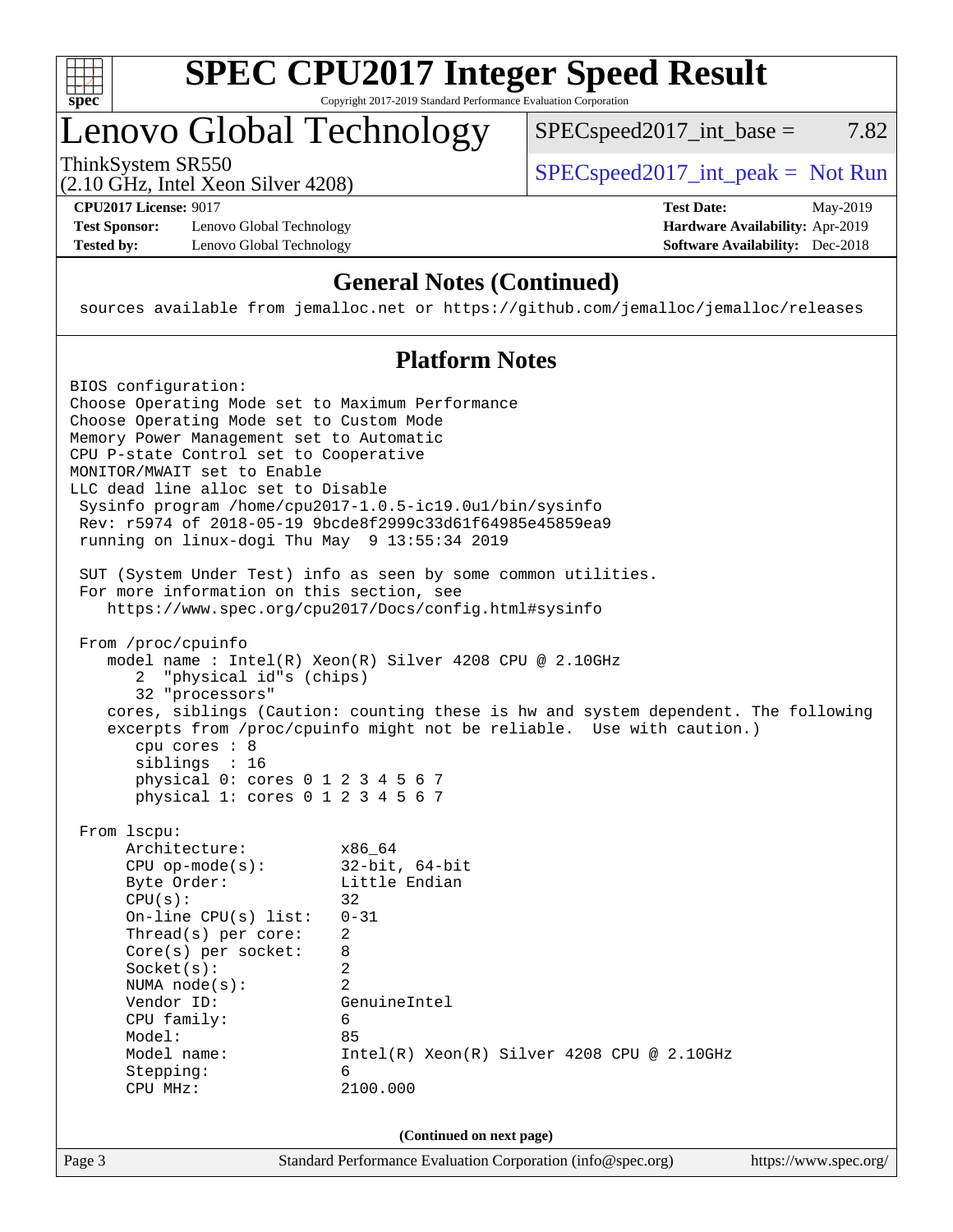# SPEC CPU2017 Integer Speed Result

Copyright 2017-2019 Standard Performance Evaluation Corporation

# Lenovo Global Technology

ThinkSystem SR550
(2.10 GHz, Intel Xeon Silver 4208)

SPECspeed2017_int_base = 7.82

SPECspeed2017_int_peak = Not Run

**CPU2017 License:** 9017
**Test Sponsor:** Lenovo Global Technology
**Tested by:** Lenovo Global Technology

**Test Date:** May-2019
**Hardware Availability:** Apr-2019
**Software Availability:** Dec-2018

## General Notes (Continued)

```
sources available from jemalloc.net or https://github.com/jemalloc/jemalloc/releases
```

## Platform Notes

```
BIOS configuration:
Choose Operating Mode set to Maximum Performance
Choose Operating Mode set to Custom Mode
Memory Power Management set to Automatic
CPU P-state Control set to Cooperative
MONITOR/MWAIT set to Enable
LLC dead line alloc set to Disable
 Sysinfo program /home/cpu2017-1.0.5-ic19.0u1/bin/sysinfo
 Rev: r5974 of 2018-05-19 9bcde8f2999c33d61f64985e45859ea9
 running on linux-dogi Thu May  9 13:55:34 2019

 SUT (System Under Test) info as seen by some common utilities.
 For more information on this section, see
    https://www.spec.org/cpu2017/Docs/config.html#sysinfo

 From /proc/cpuinfo
    model name : Intel(R) Xeon(R) Silver 4208 CPU @ 2.10GHz
       2  "physical id"s (chips)
       32 "processors"
    cores, siblings (Caution: counting these is hw and system dependent. The following
    excerpts from /proc/cpuinfo might not be reliable.  Use with caution.)
       cpu cores : 8
       siblings  : 16
       physical 0: cores 0 1 2 3 4 5 6 7
       physical 1: cores 0 1 2 3 4 5 6 7

 From lscpu:
      Architecture:          x86_64
      CPU op-mode(s):        32-bit, 64-bit
      Byte Order:            Little Endian
      CPU(s):                32
      On-line CPU(s) list:   0-31
      Thread(s) per core:    2
      Core(s) per socket:    8
      Socket(s):             2
      NUMA node(s):          2
      Vendor ID:             GenuineIntel
      CPU family:            6
      Model:                 85
      Model name:            Intel(R) Xeon(R) Silver 4208 CPU @ 2.10GHz
      Stepping:              6
      CPU MHz:               2100.000
```

(Continued on next page)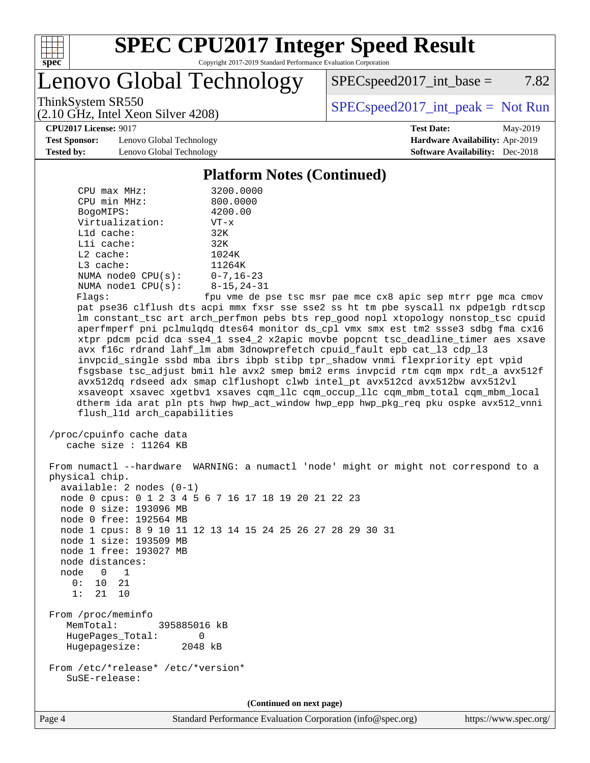## Platform Notes (Continued)

```
     CPU max MHz:             3200.0000
     CPU min MHz:             800.0000
     BogoMIPS:                4200.00
     Virtualization:          VT-x
     L1d cache:               32K
     L1i cache:               32K
     L2 cache:                1024K
     L3 cache:                11264K
     NUMA node0 CPU(s):       0-7,16-23
     NUMA node1 CPU(s):       8-15,24-31
     Flags:                  fpu vme de pse tsc msr pae mce cx8 apic sep mtrr pge mca cmov
     pat pse36 clflush dts acpi mmx fxsr sse sse2 ss ht tm pbe syscall nx pdpe1gb rdtscp
     lm constant_tsc art arch_perfmon pebs bts rep_good nopl xtopology nonstop_tsc cpuid
     aperfmperf pni pclmulqdq dtes64 monitor ds_cpl vmx smx est tm2 ssse3 sdbg fma cx16
     xtpr pdcm pcid dca sse4_1 sse4_2 x2apic movbe popcnt tsc_deadline_timer aes xsave
     avx f16c rdrand lahf_lm abm 3dnowprefetch cpuid_fault epb cat_l3 cdp_l3
     invpcid_single ssbd mba ibrs ibpb stibp tpr_shadow vnmi flexpriority ept vpid
     fsgsbase tsc_adjust bmi1 hle avx2 smep bmi2 erms invpcid rtm cqm mpx rdt_a avx512f
     avx512dq rdseed adx smap clflushopt clwb intel_pt avx512cd avx512bw avx512vl
     xsaveopt xsavec xgetbv1 xsaves cqm_llc cqm_occup_llc cqm_mbm_total cqm_mbm_local
     dtherm ida arat pln pts hwp hwp_act_window hwp_epp hwp_pkg_req pku ospke avx512_vnni
     flush_l1d arch_capabilities

 /proc/cpuinfo cache data
    cache size : 11264 KB

 From numactl --hardware  WARNING: a numactl 'node' might or might not correspond to a
 physical chip.
   available: 2 nodes (0-1)
   node 0 cpus: 0 1 2 3 4 5 6 7 16 17 18 19 20 21 22 23
   node 0 size: 193096 MB
   node 0 free: 192564 MB
   node 1 cpus: 8 9 10 11 12 13 14 15 24 25 26 27 28 29 30 31
   node 1 size: 193509 MB
   node 1 free: 193027 MB
   node distances:
   node   0   1
     0:  10  21
     1:  21  10

 From /proc/meminfo
    MemTotal:       395885016 kB
    HugePages_Total:       0
    Hugepagesize:       2048 kB

 From /etc/*release* /etc/*version*
    SuSE-release:
```

(Continued on next page)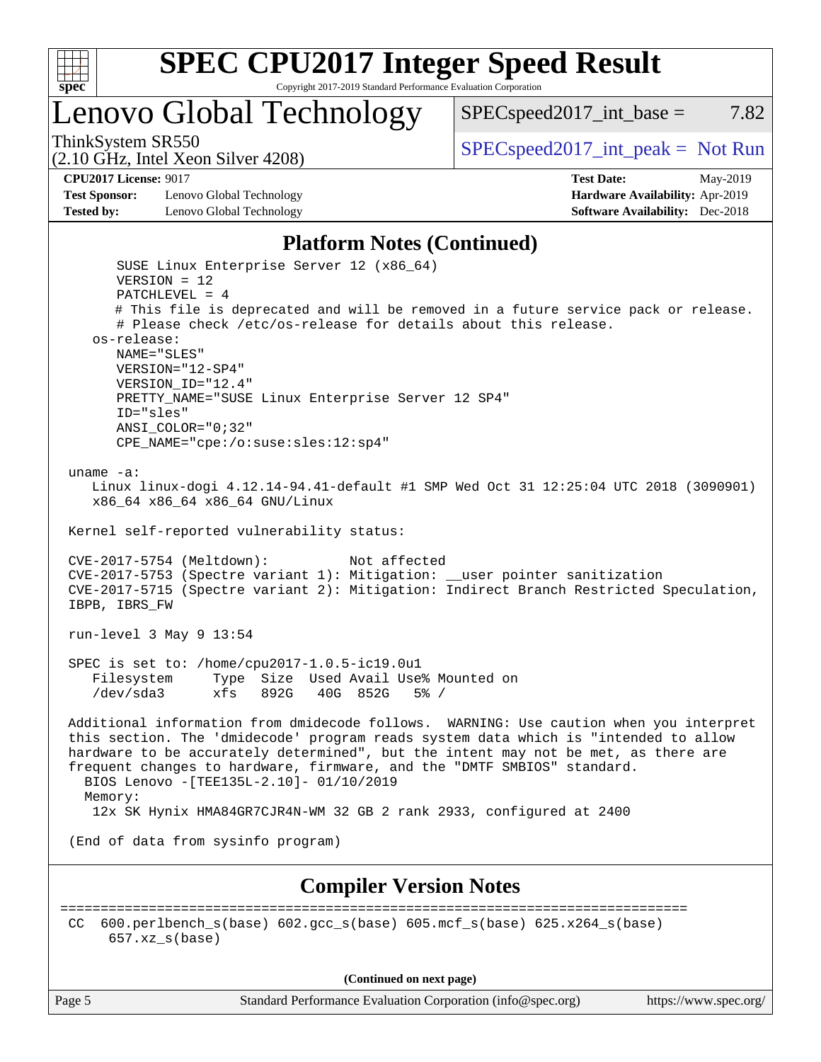## Platform Notes (Continued)

```
      SUSE Linux Enterprise Server 12 (x86_64)
      VERSION = 12
      PATCHLEVEL = 4
      # This file is deprecated and will be removed in a future service pack or release.
      # Please check /etc/os-release for details about this release.
   os-release:
      NAME="SLES"
      VERSION="12-SP4"
      VERSION_ID="12.4"
      PRETTY_NAME="SUSE Linux Enterprise Server 12 SP4"
      ID="sles"
      ANSI_COLOR="0;32"
      CPE_NAME="cpe:/o:suse:sles:12:sp4"

uname -a:
   Linux linux-dogi 4.12.14-94.41-default #1 SMP Wed Oct 31 12:25:04 UTC 2018 (3090901)
   x86_64 x86_64 x86_64 GNU/Linux

Kernel self-reported vulnerability status:

CVE-2017-5754 (Meltdown):          Not affected
CVE-2017-5753 (Spectre variant 1): Mitigation: __user pointer sanitization
CVE-2017-5715 (Spectre variant 2): Mitigation: Indirect Branch Restricted Speculation,
IBPB, IBRS_FW

run-level 3 May 9 13:54

SPEC is set to: /home/cpu2017-1.0.5-ic19.0u1
   Filesystem     Type  Size  Used Avail Use% Mounted on
   /dev/sda3      xfs   892G   40G  852G   5% /

Additional information from dmidecode follows.  WARNING: Use caution when you interpret
this section. The 'dmidecode' program reads system data which is "intended to allow
hardware to be accurately determined", but the intent may not be met, as there are
frequent changes to hardware, firmware, and the "DMTF SMBIOS" standard.
  BIOS Lenovo -[TEE135L-2.10]- 01/10/2019
  Memory:
   12x SK Hynix HMA84GR7CJR4N-WM 32 GB 2 rank 2933, configured at 2400

(End of data from sysinfo program)
```

## Compiler Version Notes

```
==============================================================================
CC  600.perlbench_s(base) 602.gcc_s(base) 605.mcf_s(base) 625.x264_s(base)
     657.xz_s(base)
```

(Continued on next page)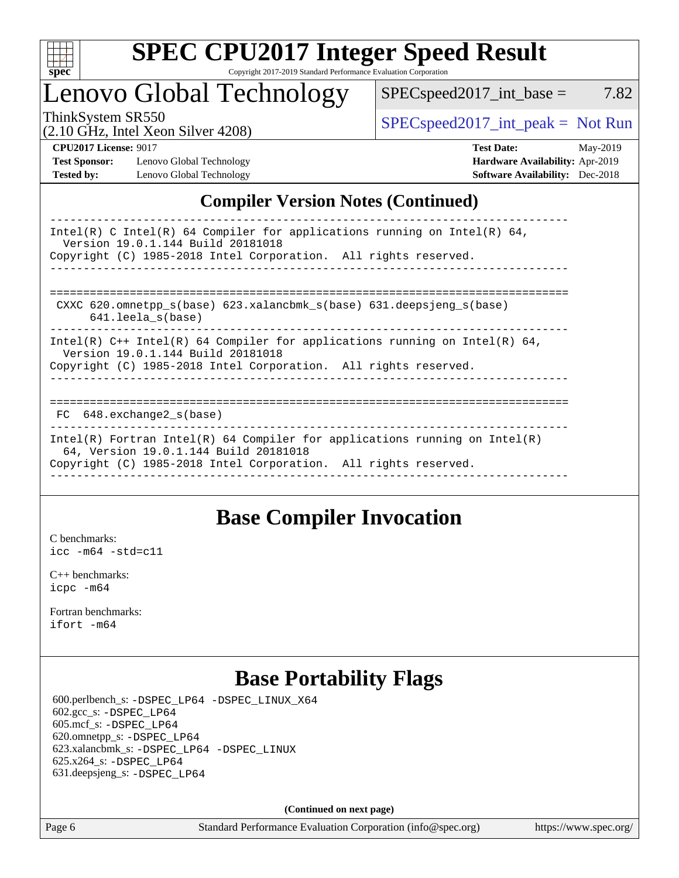# Lenovo Global Technology

ThinkSystem SR550
(2.10 GHz, Intel Xeon Silver 4208)

SPECspeed2017_int_base = 7.82

SPECspeed2017_int_peak = Not Run

**CPU2017 License:** 9017
**Test Sponsor:** Lenovo Global Technology
**Tested by:** Lenovo Global Technology

**Test Date:** May-2019
**Hardware Availability:** Apr-2019
**Software Availability:** Dec-2018

## Compiler Version Notes (Continued)

```
------------------------------------------------------------------------------
Intel(R) C Intel(R) 64 Compiler for applications running on Intel(R) 64,
  Version 19.0.1.144 Build 20181018
Copyright (C) 1985-2018 Intel Corporation.  All rights reserved.
------------------------------------------------------------------------------

==============================================================================
 CXXC 620.omnetpp_s(base) 623.xalancbmk_s(base) 631.deepsjeng_s(base)
      641.leela_s(base)
------------------------------------------------------------------------------
Intel(R) C++ Intel(R) 64 Compiler for applications running on Intel(R) 64,
  Version 19.0.1.144 Build 20181018
Copyright (C) 1985-2018 Intel Corporation.  All rights reserved.
------------------------------------------------------------------------------

==============================================================================
 FC  648.exchange2_s(base)
------------------------------------------------------------------------------
Intel(R) Fortran Intel(R) 64 Compiler for applications running on Intel(R)
  64, Version 19.0.1.144 Build 20181018
Copyright (C) 1985-2018 Intel Corporation.  All rights reserved.
------------------------------------------------------------------------------
```

## Base Compiler Invocation

C benchmarks:
`icc -m64 -std=c11`

C++ benchmarks:
`icpc -m64`

Fortran benchmarks:
`ifort -m64`

## Base Portability Flags

600.perlbench_s: `-DSPEC_LP64 -DSPEC_LINUX_X64`
602.gcc_s: `-DSPEC_LP64`
605.mcf_s: `-DSPEC_LP64`
620.omnetpp_s: `-DSPEC_LP64`
623.xalancbmk_s: `-DSPEC_LP64 -DSPEC_LINUX`
625.x264_s: `-DSPEC_LP64`
631.deepsjeng_s: `-DSPEC_LP64`

**(Continued on next page)**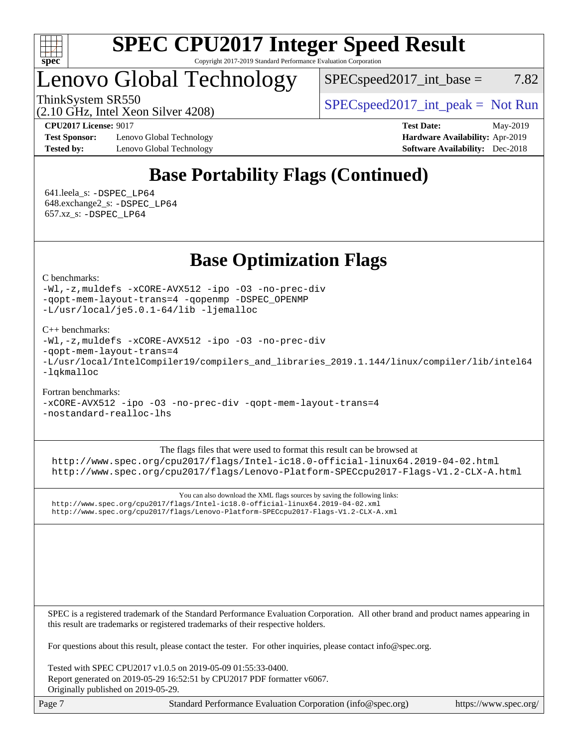# Base Portability Flags (Continued)

641.leela_s: -DSPEC_LP64
648.exchange2_s: -DSPEC_LP64
657.xz_s: -DSPEC_LP64

# Base Optimization Flags

C benchmarks:
```
-Wl,-z,muldefs -xCORE-AVX512 -ipo -O3 -no-prec-div
-qopt-mem-layout-trans=4 -qopenmp -DSPEC_OPENMP
-L/usr/local/je5.0.1-64/lib -ljemalloc
```

C++ benchmarks:
```
-Wl,-z,muldefs -xCORE-AVX512 -ipo -O3 -no-prec-div
-qopt-mem-layout-trans=4
-L/usr/local/IntelCompiler19/compilers_and_libraries_2019.1.144/linux/compiler/lib/intel64
-lqkmalloc
```

Fortran benchmarks:
```
-xCORE-AVX512 -ipo -O3 -no-prec-div -qopt-mem-layout-trans=4
-nostandard-realloc-lhs
```

The flags files that were used to format this result can be browsed at
http://www.spec.org/cpu2017/flags/Intel-ic18.0-official-linux64.2019-04-02.html
http://www.spec.org/cpu2017/flags/Lenovo-Platform-SPECcpu2017-Flags-V1.2-CLX-A.html

You can also download the XML flags sources by saving the following links:
http://www.spec.org/cpu2017/flags/Intel-ic18.0-official-linux64.2019-04-02.xml
http://www.spec.org/cpu2017/flags/Lenovo-Platform-SPECcpu2017-Flags-V1.2-CLX-A.xml

SPEC is a registered trademark of the Standard Performance Evaluation Corporation. All other brand and product names appearing in this result are trademarks or registered trademarks of their respective holders.

For questions about this result, please contact the tester. For other inquiries, please contact info@spec.org.

Tested with SPEC CPU2017 v1.0.5 on 2019-05-09 01:55:33-0400.
Report generated on 2019-05-29 16:52:51 by CPU2017 PDF formatter v6067.
Originally published on 2019-05-29.